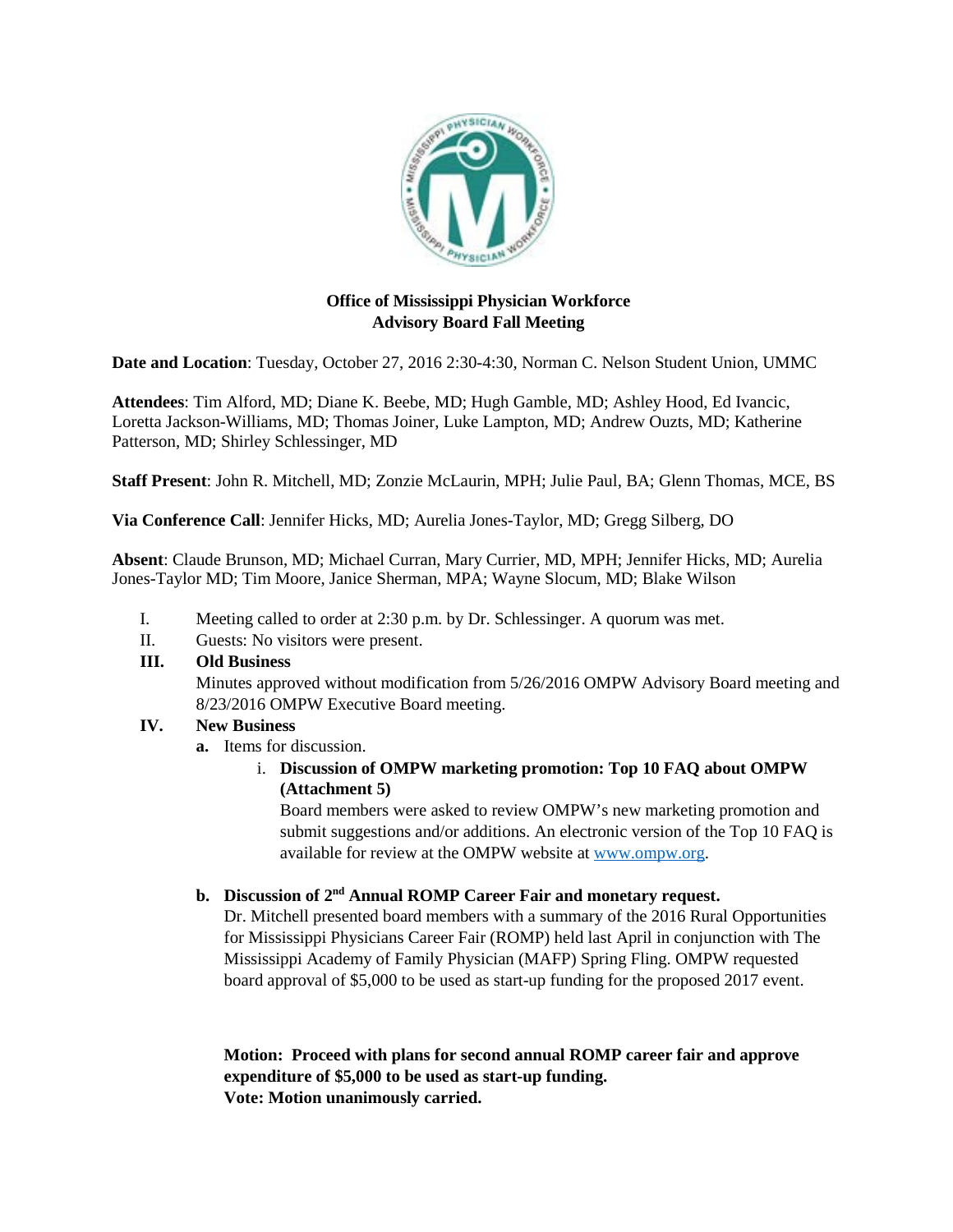**Office of Mississippi Physician Workforce**
**Advisory Board Fall Meeting**

**Date and Location**: Tuesday, October 27, 2016 2:30-4:30, Norman C. Nelson Student Union, UMMC

**Attendees**: Tim Alford, MD; Diane K. Beebe, MD; Hugh Gamble, MD; Ashley Hood, Ed Ivancic, Loretta Jackson-Williams, MD; Thomas Joiner, Luke Lampton, MD; Andrew Ouzts, MD; Katherine Patterson, MD; Shirley Schlessinger, MD

**Staff Present**: John R. Mitchell, MD; Zonzie McLaurin, MPH; Julie Paul, BA; Glenn Thomas, MCE, BS

**Via Conference Call**: Jennifer Hicks, MD; Aurelia Jones-Taylor, MD; Gregg Silberg, DO

**Absent**: Claude Brunson, MD; Michael Curran, Mary Currier, MD, MPH; Jennifer Hicks, MD; Aurelia Jones-Taylor MD; Tim Moore, Janice Sherman, MPA; Wayne Slocum, MD; Blake Wilson

I. Meeting called to order at 2:30 p.m. by Dr. Schlessinger. A quorum was met.

II. Guests: No visitors were present.

**III. Old Business**

Minutes approved without modification from 5/26/2016 OMPW Advisory Board meeting and 8/23/2016 OMPW Executive Board meeting.

**IV. New Business**

**a.** Items for discussion.

i. **Discussion of OMPW marketing promotion: Top 10 FAQ about OMPW (Attachment 5)**

Board members were asked to review OMPW's new marketing promotion and submit suggestions and/or additions. An electronic version of the Top 10 FAQ is available for review at the OMPW website at www.ompw.org.

**b. Discussion of 2nd Annual ROMP Career Fair and monetary request.**

Dr. Mitchell presented board members with a summary of the 2016 Rural Opportunities for Mississippi Physicians Career Fair (ROMP) held last April in conjunction with The Mississippi Academy of Family Physician (MAFP) Spring Fling. OMPW requested board approval of $5,000 to be used as start-up funding for the proposed 2017 event.

**Motion: Proceed with plans for second annual ROMP career fair and approve expenditure of $5,000 to be used as start-up funding.**
**Vote: Motion unanimously carried.**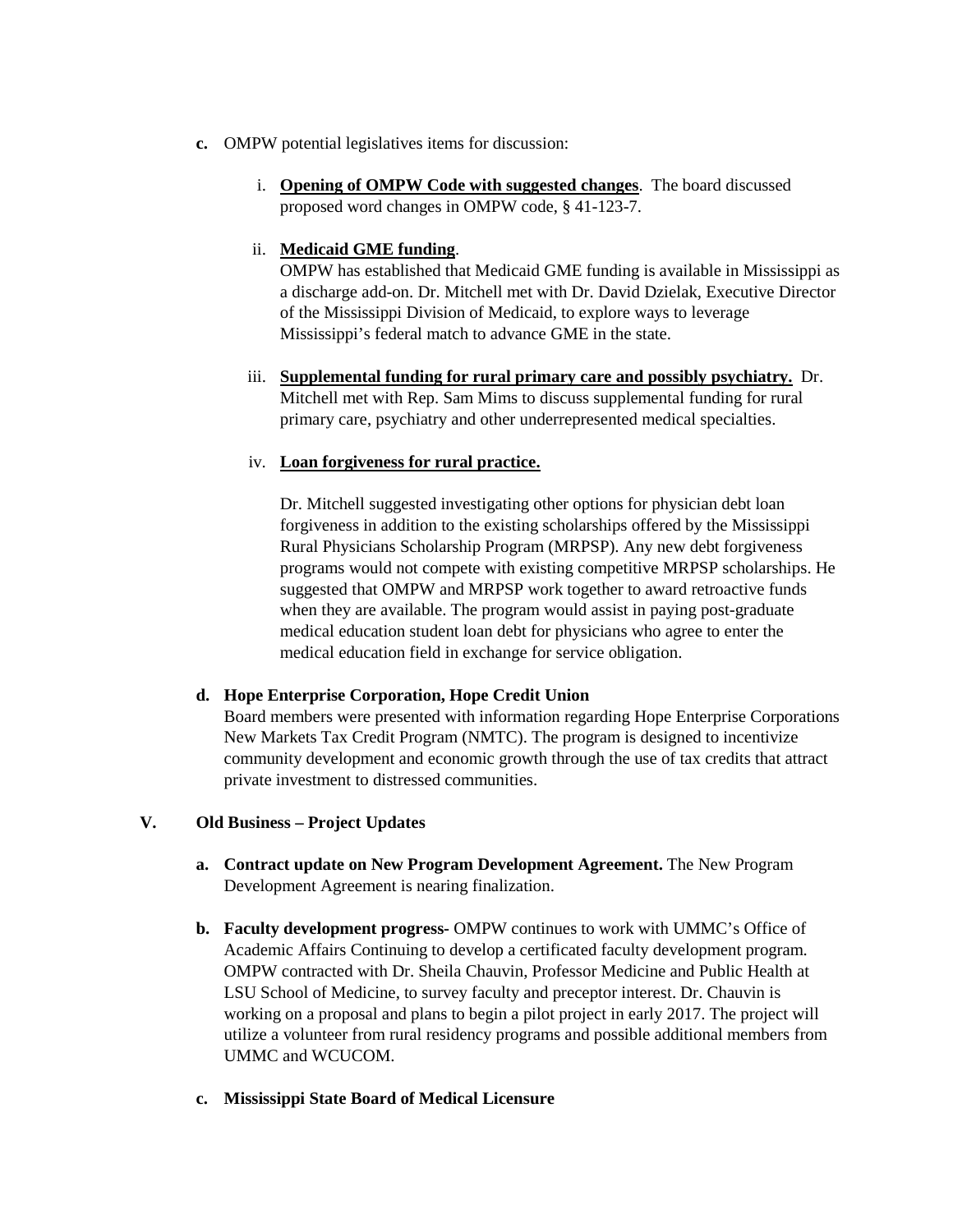**c.** OMPW potential legislatives items for discussion:

i. **Opening of OMPW Code with suggested changes**. The board discussed proposed word changes in OMPW code, § 41-123-7.

ii. **Medicaid GME funding**.
OMPW has established that Medicaid GME funding is available in Mississippi as a discharge add-on. Dr. Mitchell met with Dr. David Dzielak, Executive Director of the Mississippi Division of Medicaid, to explore ways to leverage Mississippi's federal match to advance GME in the state.

iii. **Supplemental funding for rural primary care and possibly psychiatry.** Dr. Mitchell met with Rep. Sam Mims to discuss supplemental funding for rural primary care, psychiatry and other underrepresented medical specialties.

iv. **Loan forgiveness for rural practice.**

Dr. Mitchell suggested investigating other options for physician debt loan forgiveness in addition to the existing scholarships offered by the Mississippi Rural Physicians Scholarship Program (MRPSP). Any new debt forgiveness programs would not compete with existing competitive MRPSP scholarships. He suggested that OMPW and MRPSP work together to award retroactive funds when they are available. The program would assist in paying post-graduate medical education student loan debt for physicians who agree to enter the medical education field in exchange for service obligation.

**d. Hope Enterprise Corporation, Hope Credit Union**
Board members were presented with information regarding Hope Enterprise Corporations New Markets Tax Credit Program (NMTC). The program is designed to incentivize community development and economic growth through the use of tax credits that attract private investment to distressed communities.

## V. Old Business – Project Updates

**a. Contract update on New Program Development Agreement.** The New Program Development Agreement is nearing finalization.

**b. Faculty development progress-** OMPW continues to work with UMMC's Office of Academic Affairs Continuing to develop a certificated faculty development program. OMPW contracted with Dr. Sheila Chauvin, Professor Medicine and Public Health at LSU School of Medicine, to survey faculty and preceptor interest. Dr. Chauvin is working on a proposal and plans to begin a pilot project in early 2017. The project will utilize a volunteer from rural residency programs and possible additional members from UMMC and WCUCOM.

**c. Mississippi State Board of Medical Licensure**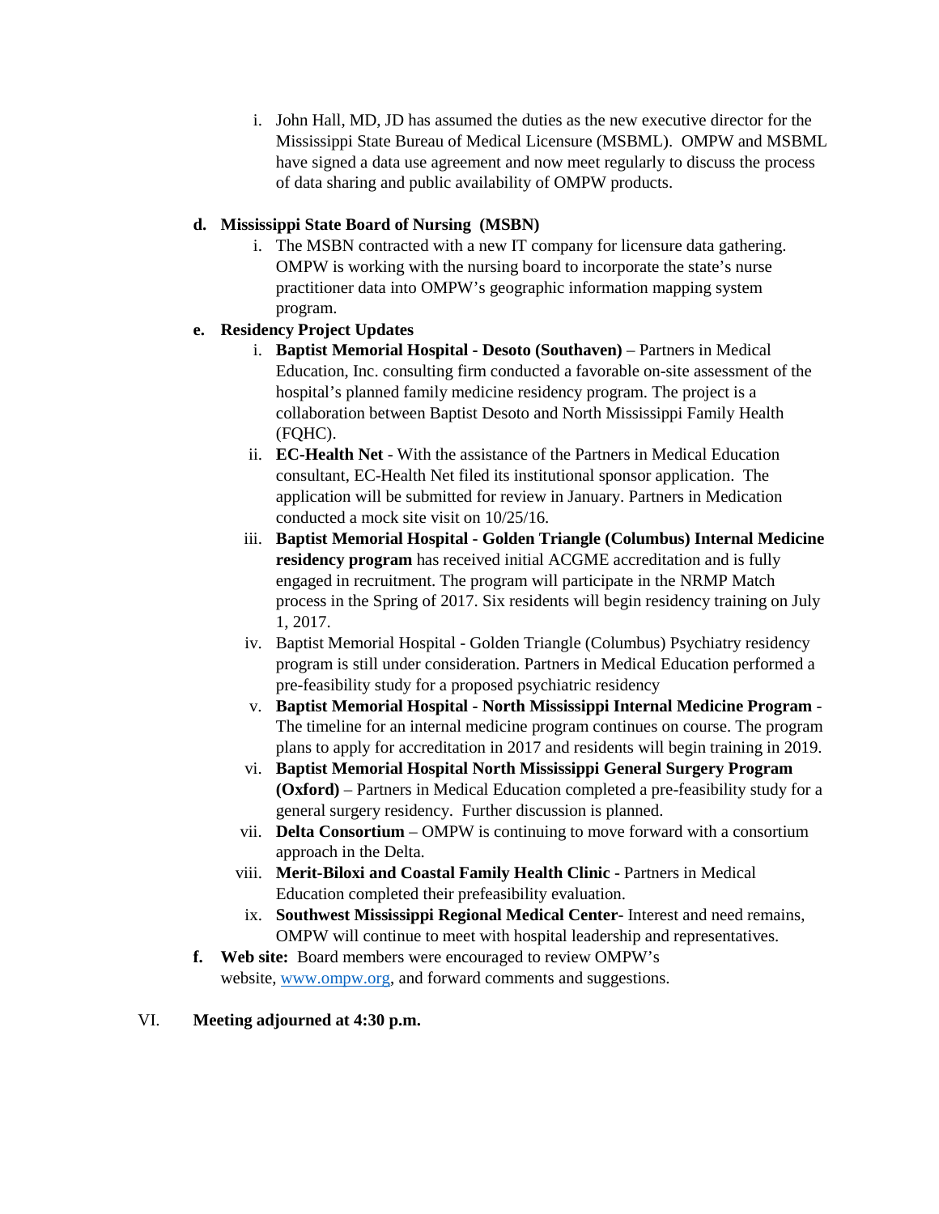i. John Hall, MD, JD has assumed the duties as the new executive director for the Mississippi State Bureau of Medical Licensure (MSBML). OMPW and MSBML have signed a data use agreement and now meet regularly to discuss the process of data sharing and public availability of OMPW products.

**d. Mississippi State Board of Nursing (MSBN)**

i. The MSBN contracted with a new IT company for licensure data gathering. OMPW is working with the nursing board to incorporate the state's nurse practitioner data into OMPW's geographic information mapping system program.

**e. Residency Project Updates**

i. **Baptist Memorial Hospital - Desoto (Southaven)** – Partners in Medical Education, Inc. consulting firm conducted a favorable on-site assessment of the hospital's planned family medicine residency program. The project is a collaboration between Baptist Desoto and North Mississippi Family Health (FQHC).

ii. **EC-Health Net** - With the assistance of the Partners in Medical Education consultant, EC-Health Net filed its institutional sponsor application. The application will be submitted for review in January. Partners in Medication conducted a mock site visit on 10/25/16.

iii. **Baptist Memorial Hospital - Golden Triangle (Columbus) Internal Medicine residency program** has received initial ACGME accreditation and is fully engaged in recruitment. The program will participate in the NRMP Match process in the Spring of 2017. Six residents will begin residency training on July 1, 2017.

iv. Baptist Memorial Hospital - Golden Triangle (Columbus) Psychiatry residency program is still under consideration. Partners in Medical Education performed a pre-feasibility study for a proposed psychiatric residency

v. **Baptist Memorial Hospital - North Mississippi Internal Medicine Program** - The timeline for an internal medicine program continues on course. The program plans to apply for accreditation in 2017 and residents will begin training in 2019.

vi. **Baptist Memorial Hospital North Mississippi General Surgery Program (Oxford)** – Partners in Medical Education completed a pre-feasibility study for a general surgery residency. Further discussion is planned.

vii. **Delta Consortium** – OMPW is continuing to move forward with a consortium approach in the Delta.

viii. **Merit-Biloxi and Coastal Family Health Clinic** - Partners in Medical Education completed their prefeasibility evaluation.

ix. **Southwest Mississippi Regional Medical Center**- Interest and need remains, OMPW will continue to meet with hospital leadership and representatives.

**f. Web site:** Board members were encouraged to review OMPW's website, www.ompw.org, and forward comments and suggestions.

VI. **Meeting adjourned at 4:30 p.m.**